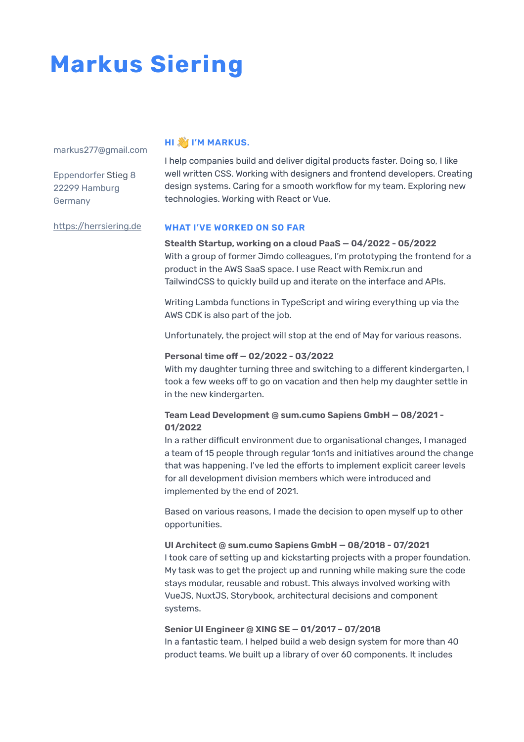# Markus Siering

markus277@gmail.com

Eppendorfer Stieg 8
22299 Hamburg
Germany

https://herrsiering.de

## HI 👋 I'M MARKUS.

I help companies build and deliver digital products faster. Doing so, I like well written CSS. Working with designers and frontend developers. Creating design systems. Caring for a smooth workflow for my team. Exploring new technologies. Working with React or Vue.

## WHAT I'VE WORKED ON SO FAR

**Stealth Startup, working on a cloud PaaS – 04/2022 - 05/2022**
With a group of former Jimdo colleagues, I'm prototyping the frontend for a product in the AWS SaaS space. I use React with Remix.run and TailwindCSS to quickly build up and iterate on the interface and APIs.

Writing Lambda functions in TypeScript and wiring everything up via the AWS CDK is also part of the job.

Unfortunately, the project will stop at the end of May for various reasons.

**Personal time off – 02/2022 - 03/2022**
With my daughter turning three and switching to a different kindergarten, I took a few weeks off to go on vacation and then help my daughter settle in in the new kindergarten.

**Team Lead Development @ sum.cumo Sapiens GmbH – 08/2021 - 01/2022**
In a rather difficult environment due to organisational changes, I managed a team of 15 people through regular 1on1s and initiatives around the change that was happening. I've led the efforts to implement explicit career levels for all development division members which were introduced and implemented by the end of 2021.

Based on various reasons, I made the decision to open myself up to other opportunities.

**UI Architect @ sum.cumo Sapiens GmbH – 08/2018 - 07/2021**
I took care of setting up and kickstarting projects with a proper foundation. My task was to get the project up and running while making sure the code stays modular, reusable and robust. This always involved working with VueJS, NuxtJS, Storybook, architectural decisions and component systems.

**Senior UI Engineer @ XING SE – 01/2017 – 07/2018**
In a fantastic team, I helped build a web design system for more than 40 product teams. We built up a library of over 60 components. It includes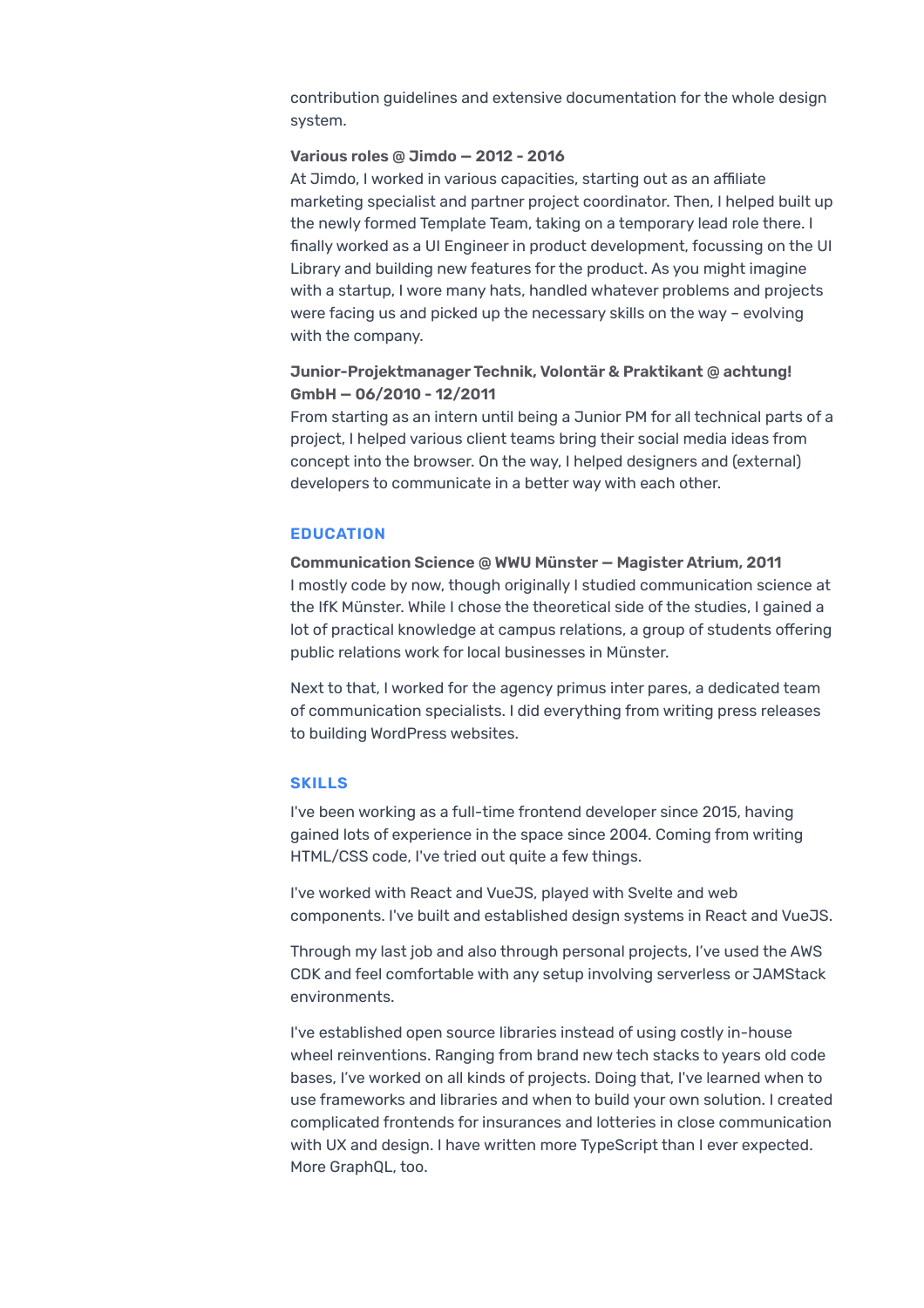contribution guidelines and extensive documentation for the whole design system.

**Various roles @ Jimdo — 2012 - 2016**
At Jimdo, I worked in various capacities, starting out as an affiliate marketing specialist and partner project coordinator. Then, I helped built up the newly formed Template Team, taking on a temporary lead role there. I finally worked as a UI Engineer in product development, focussing on the UI Library and building new features for the product. As you might imagine with a startup, I wore many hats, handled whatever problems and projects were facing us and picked up the necessary skills on the way – evolving with the company.

**Junior-Projektmanager Technik, Volontär & Praktikant @ achtung! GmbH — 06/2010 - 12/2011**
From starting as an intern until being a Junior PM for all technical parts of a project, I helped various client teams bring their social media ideas from concept into the browser. On the way, I helped designers and (external) developers to communicate in a better way with each other.

## EDUCATION

**Communication Science @ WWU Münster — Magister Atrium, 2011**
I mostly code by now, though originally I studied communication science at the IfK Münster. While I chose the theoretical side of the studies, I gained a lot of practical knowledge at campus relations, a group of students offering public relations work for local businesses in Münster.

Next to that, I worked for the agency primus inter pares, a dedicated team of communication specialists. I did everything from writing press releases to building WordPress websites.

## SKILLS

I've been working as a full-time frontend developer since 2015, having gained lots of experience in the space since 2004. Coming from writing HTML/CSS code, I've tried out quite a few things.

I've worked with React and VueJS, played with Svelte and web components. I've built and established design systems in React and VueJS.

Through my last job and also through personal projects, I've used the AWS CDK and feel comfortable with any setup involving serverless or JAMStack environments.

I've established open source libraries instead of using costly in-house wheel reinventions. Ranging from brand new tech stacks to years old code bases, I've worked on all kinds of projects. Doing that, I've learned when to use frameworks and libraries and when to build your own solution. I created complicated frontends for insurances and lotteries in close communication with UX and design. I have written more TypeScript than I ever expected. More GraphQL, too.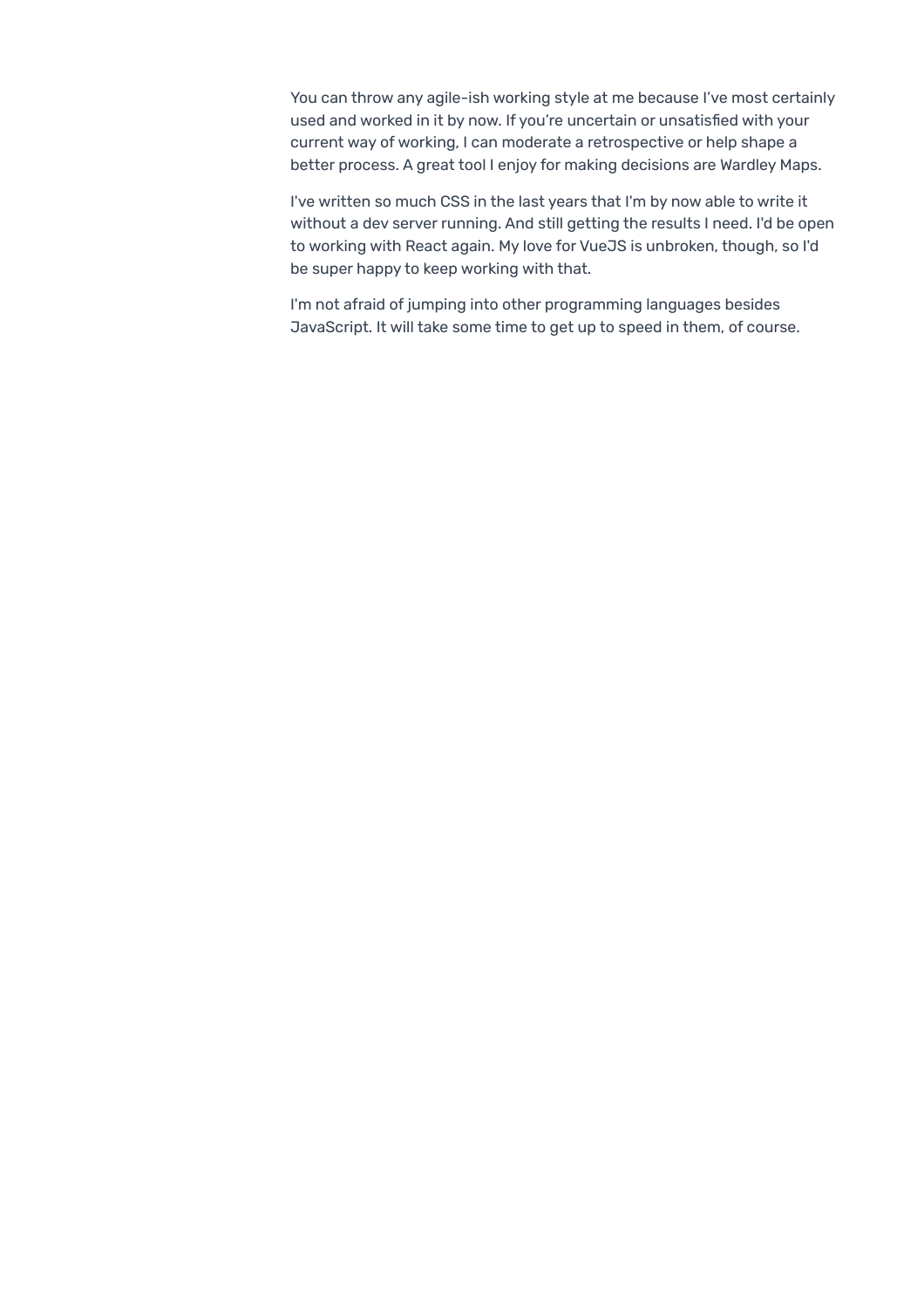You can throw any agile-ish working style at me because I've most certainly used and worked in it by now. If you're uncertain or unsatisfied with your current way of working, I can moderate a retrospective or help shape a better process. A great tool I enjoy for making decisions are Wardley Maps.

I've written so much CSS in the last years that I'm by now able to write it without a dev server running. And still getting the results I need. I'd be open to working with React again. My love for VueJS is unbroken, though, so I'd be super happy to keep working with that.

I'm not afraid of jumping into other programming languages besides JavaScript. It will take some time to get up to speed in them, of course.